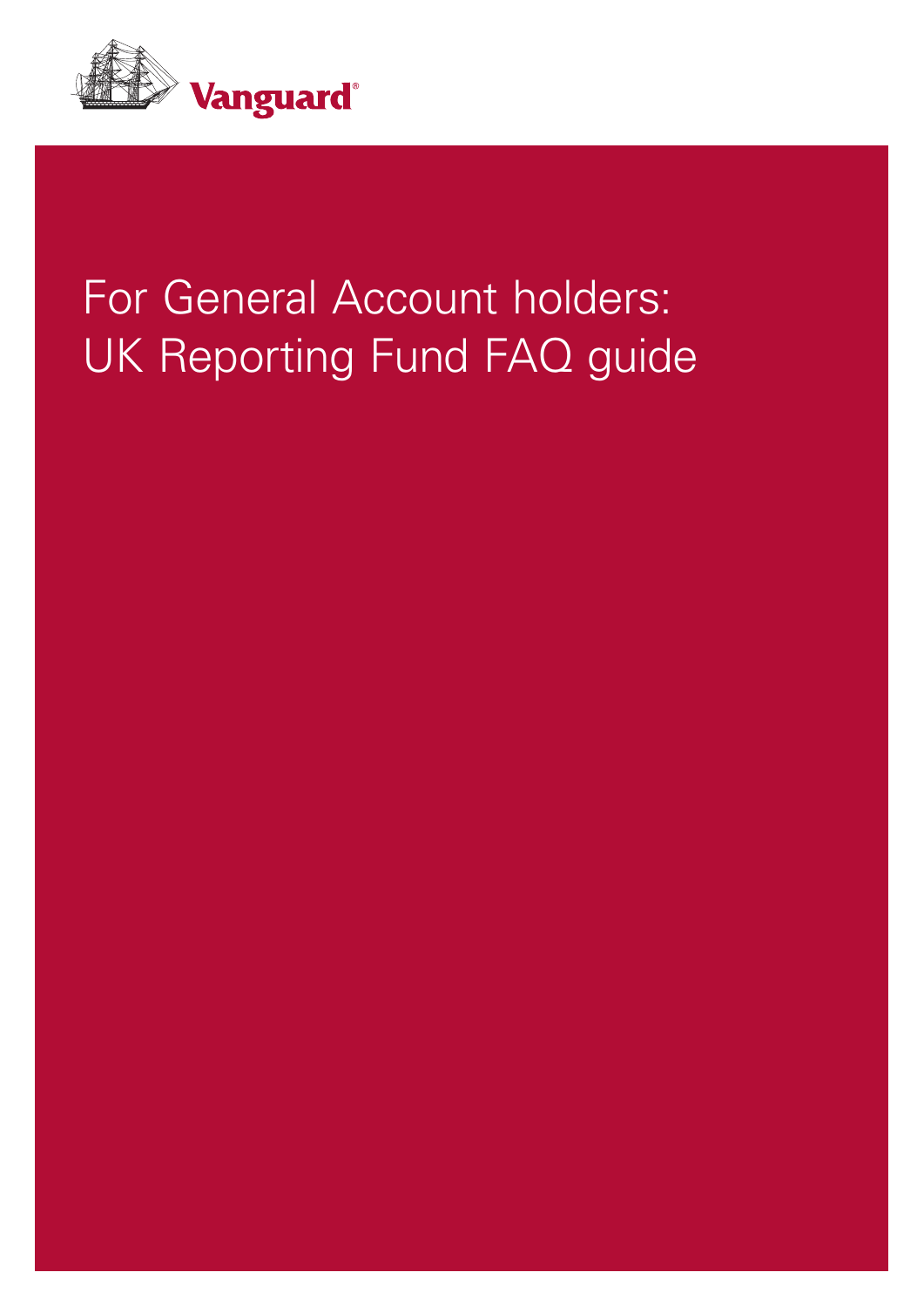Vanguard®

# For General Account holders: UK Reporting Fund FAQ guide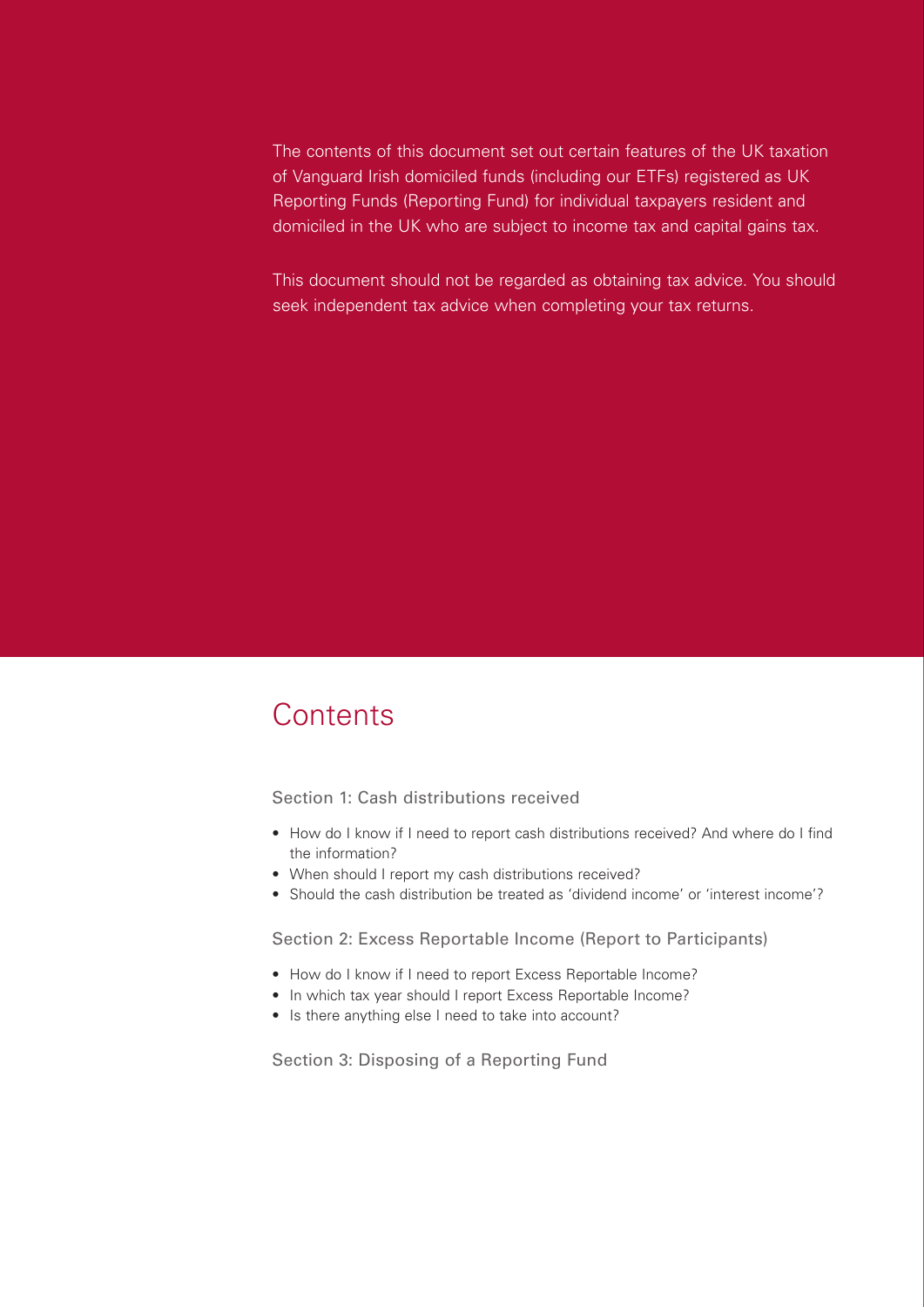The contents of this document set out certain features of the UK taxation of Vanguard Irish domiciled funds (including our ETFs) registered as UK Reporting Funds (Reporting Fund) for individual taxpayers resident and domiciled in the UK who are subject to income tax and capital gains tax.

This document should not be regarded as obtaining tax advice. You should seek independent tax advice when completing your tax returns.

## Contents

Section 1: Cash distributions received

- How do I know if I need to report cash distributions received? And where do I find the information?
- When should I report my cash distributions received?
- Should the cash distribution be treated as 'dividend income' or 'interest income'?

Section 2: Excess Reportable Income (Report to Participants)

- How do I know if I need to report Excess Reportable Income?
- In which tax year should I report Excess Reportable Income?
- Is there anything else I need to take into account?

Section 3: Disposing of a Reporting Fund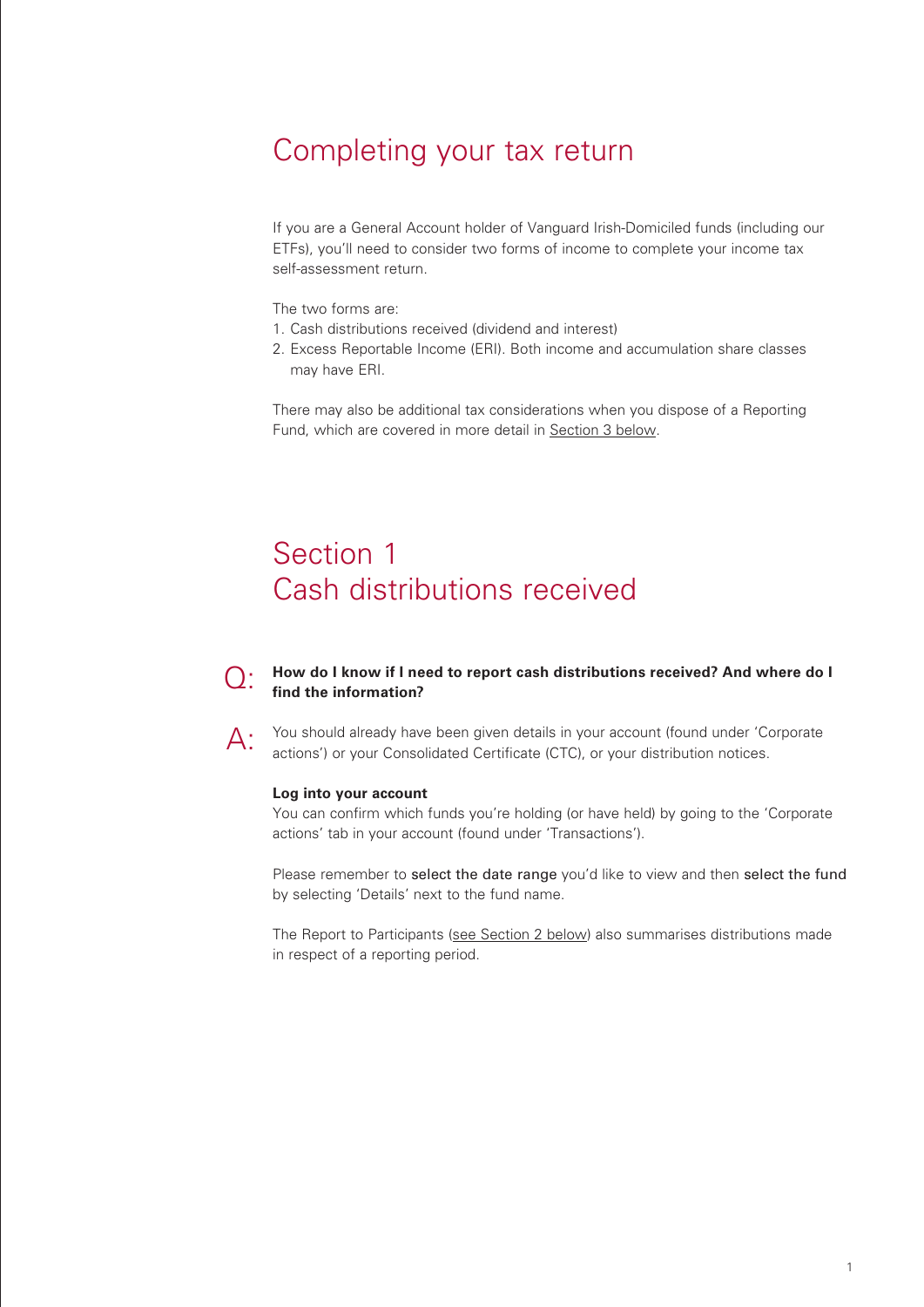# Completing your tax return

If you are a General Account holder of Vanguard Irish-Domiciled funds (including our ETFs), you'll need to consider two forms of income to complete your income tax self-assessment return.

The two forms are:

1. Cash distributions received (dividend and interest)
2. Excess Reportable Income (ERI). Both income and accumulation share classes may have ERI.

There may also be additional tax considerations when you dispose of a Reporting Fund, which are covered in more detail in Section 3 below.

# Section 1 Cash distributions received

Q: **How do I know if I need to report cash distributions received? And where do I find the information?**

A: You should already have been given details in your account (found under 'Corporate actions') or your Consolidated Certificate (CTC), or your distribution notices.

**Log into your account**

You can confirm which funds you're holding (or have held) by going to the 'Corporate actions' tab in your account (found under 'Transactions').

Please remember to select the date range you'd like to view and then select the fund by selecting 'Details' next to the fund name.

The Report to Participants (see Section 2 below) also summarises distributions made in respect of a reporting period.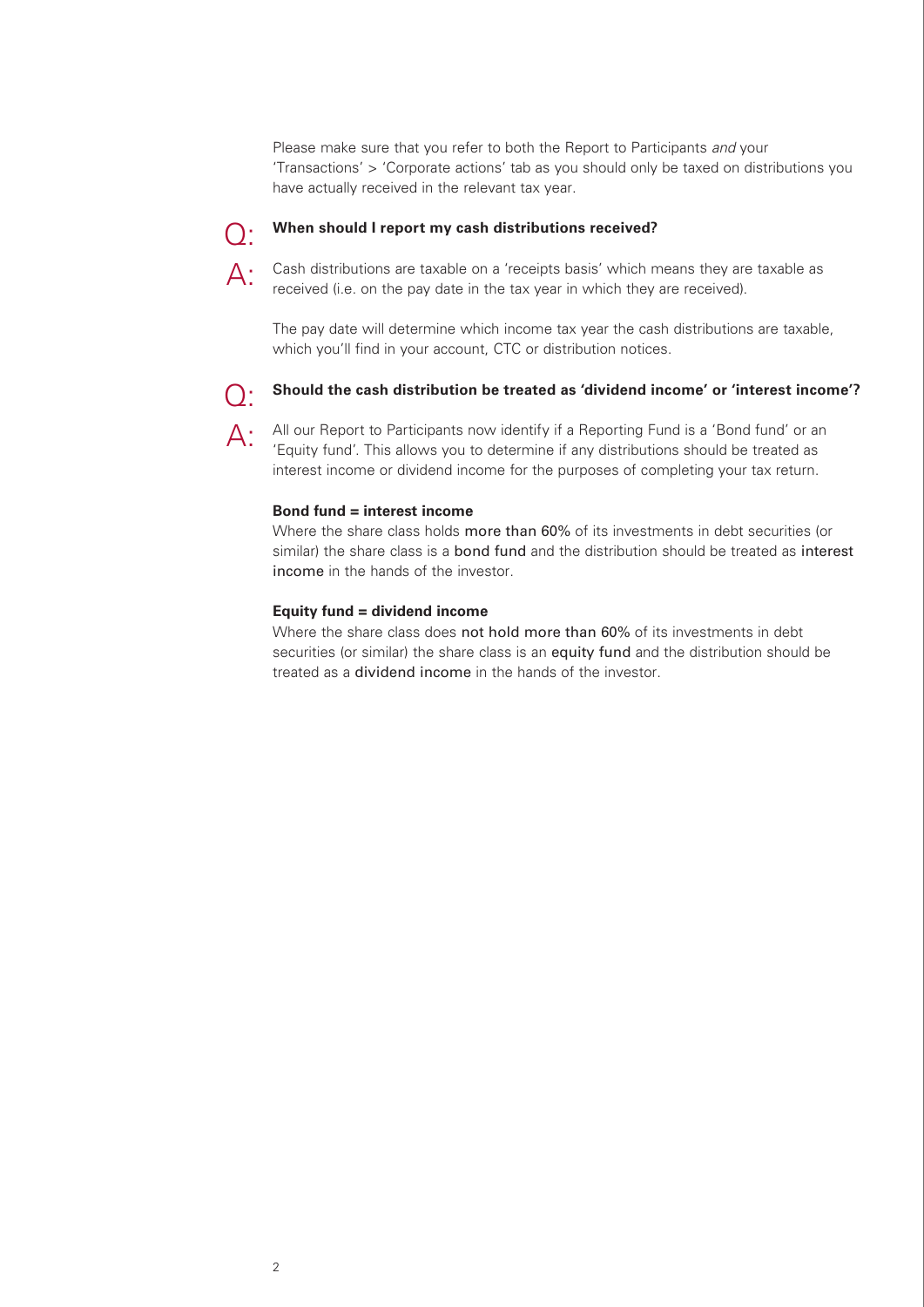Please make sure that you refer to both the Report to Participants *and* your 'Transactions' > 'Corporate actions' tab as you should only be taxed on distributions you have actually received in the relevant tax year.

Q: **When should I report my cash distributions received?**

A: Cash distributions are taxable on a 'receipts basis' which means they are taxable as received (i.e. on the pay date in the tax year in which they are received).

The pay date will determine which income tax year the cash distributions are taxable, which you'll find in your account, CTC or distribution notices.

Q: **Should the cash distribution be treated as 'dividend income' or 'interest income'?**

A: All our Report to Participants now identify if a Reporting Fund is a 'Bond fund' or an 'Equity fund'. This allows you to determine if any distributions should be treated as interest income or dividend income for the purposes of completing your tax return.

**Bond fund = interest income**

Where the share class holds more than 60% of its investments in debt securities (or similar) the share class is a bond fund and the distribution should be treated as interest income in the hands of the investor.

**Equity fund = dividend income**

Where the share class does not hold more than 60% of its investments in debt securities (or similar) the share class is an equity fund and the distribution should be treated as a dividend income in the hands of the investor.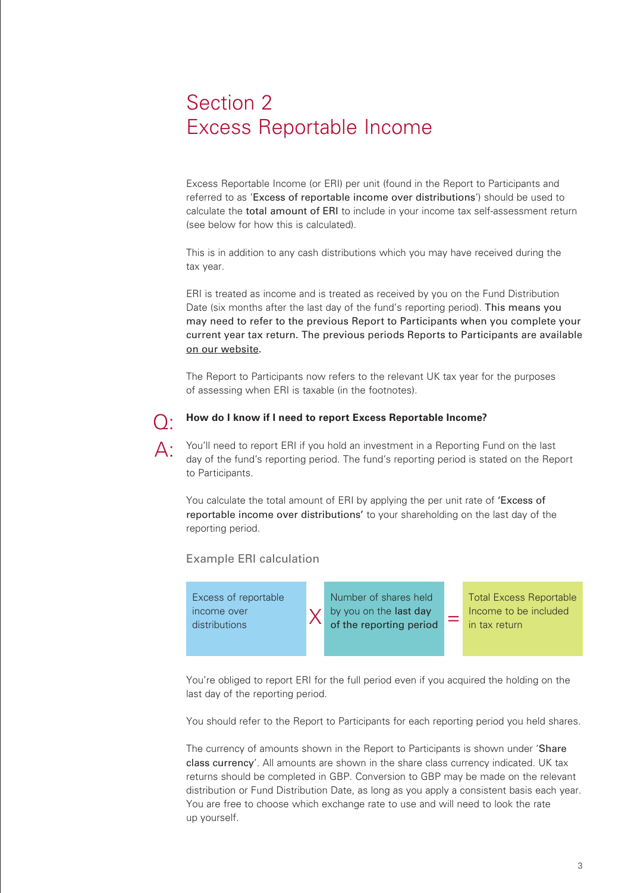# Section 2
# Excess Reportable Income

Excess Reportable Income (or ERI) per unit (found in the Report to Participants and referred to as '**Excess of reportable income over distributions**') should be used to calculate the **total amount of ERI** to include in your income tax self-assessment return (see below for how this is calculated).

This is in addition to any cash distributions which you may have received during the tax year.

ERI is treated as income and is treated as received by you on the Fund Distribution Date (six months after the last day of the fund's reporting period). **This means you may need to refer to the previous Report to Participants when you complete your current year tax return. The previous periods Reports to Participants are available on our website.**

The Report to Participants now refers to the relevant UK tax year for the purposes of assessing when ERI is taxable (in the footnotes).

**Q: How do I know if I need to report Excess Reportable Income?**

A: You'll need to report ERI if you hold an investment in a Reporting Fund on the last day of the fund's reporting period. The fund's reporting period is stated on the Report to Participants.

You calculate the total amount of ERI by applying the per unit rate of **'Excess of reportable income over distributions'** to your shareholding on the last day of the reporting period.

### Example ERI calculation

Excess of reportable income over distributions X Number of shares held by you on the **last day of the reporting period** = Total Excess Reportable Income to be included in tax return

You're obliged to report ERI for the full period even if you acquired the holding on the last day of the reporting period.

You should refer to the Report to Participants for each reporting period you held shares.

The currency of amounts shown in the Report to Participants is shown under '**Share class currency**'. All amounts are shown in the share class currency indicated. UK tax returns should be completed in GBP. Conversion to GBP may be made on the relevant distribution or Fund Distribution Date, as long as you apply a consistent basis each year. You are free to choose which exchange rate to use and will need to look the rate up yourself.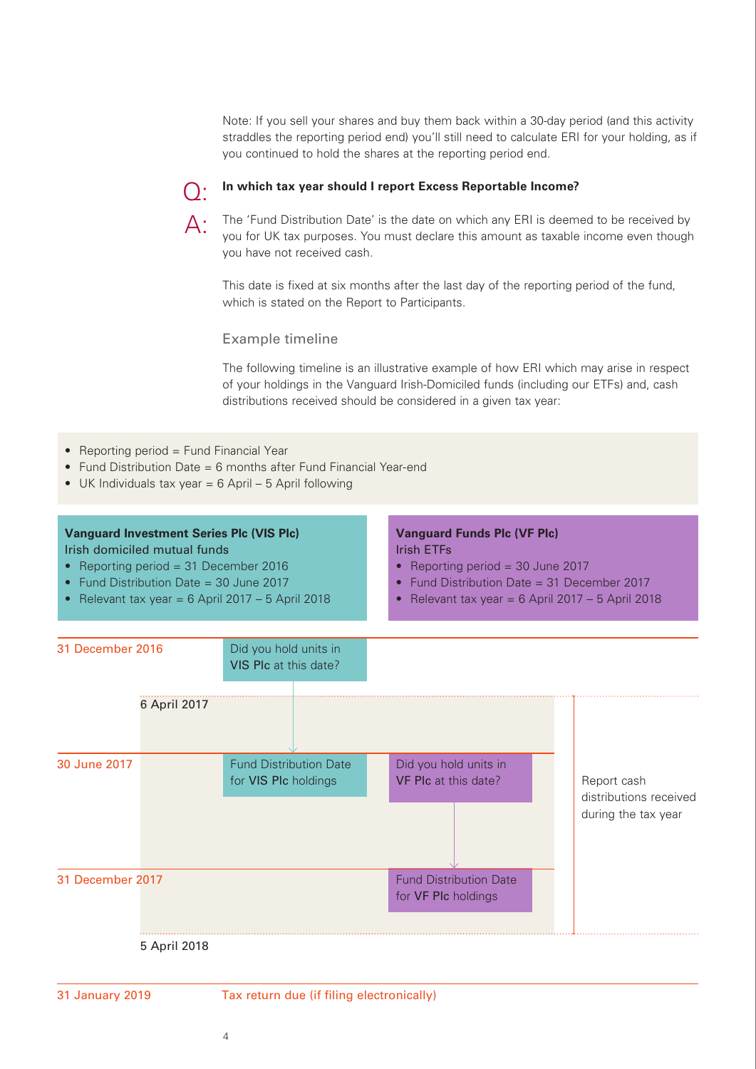Note: If you sell your shares and buy them back within a 30-day period (and this activity straddles the reporting period end) you'll still need to calculate ERI for your holding, as if you continued to hold the shares at the reporting period end.

**Q: In which tax year should I report Excess Reportable Income?**

A: The 'Fund Distribution Date' is the date on which any ERI is deemed to be received by you for UK tax purposes. You must declare this amount as taxable income even though you have not received cash.

This date is fixed at six months after the last day of the reporting period of the fund, which is stated on the Report to Participants.

### Example timeline

The following timeline is an illustrative example of how ERI which may arise in respect of your holdings in the Vanguard Irish-Domiciled funds (including our ETFs) and, cash distributions received should be considered in a given tax year:

- Reporting period = Fund Financial Year
- Fund Distribution Date = 6 months after Fund Financial Year-end
- UK Individuals tax year = 6 April – 5 April following

**Vanguard Investment Series Plc (VIS Plc)**
Irish domiciled mutual funds
- Reporting period = 31 December 2016
- Fund Distribution Date = 30 June 2017
- Relevant tax year = 6 April 2017 – 5 April 2018

**Vanguard Funds Plc (VF Plc)**
Irish ETFs
- Reporting period = 30 June 2017
- Fund Distribution Date = 31 December 2017
- Relevant tax year = 6 April 2017 – 5 April 2018

31 December 2016 — Did you hold units in **VIS Plc** at this date?

6 April 2017

30 June 2017 — Fund Distribution Date for **VIS Plc** holdings — Did you hold units in **VF Plc** at this date?

Report cash distributions received during the tax year

31 December 2017 — Fund Distribution Date for **VF Plc** holdings

5 April 2018

31 January 2019 — Tax return due (if filing electronically)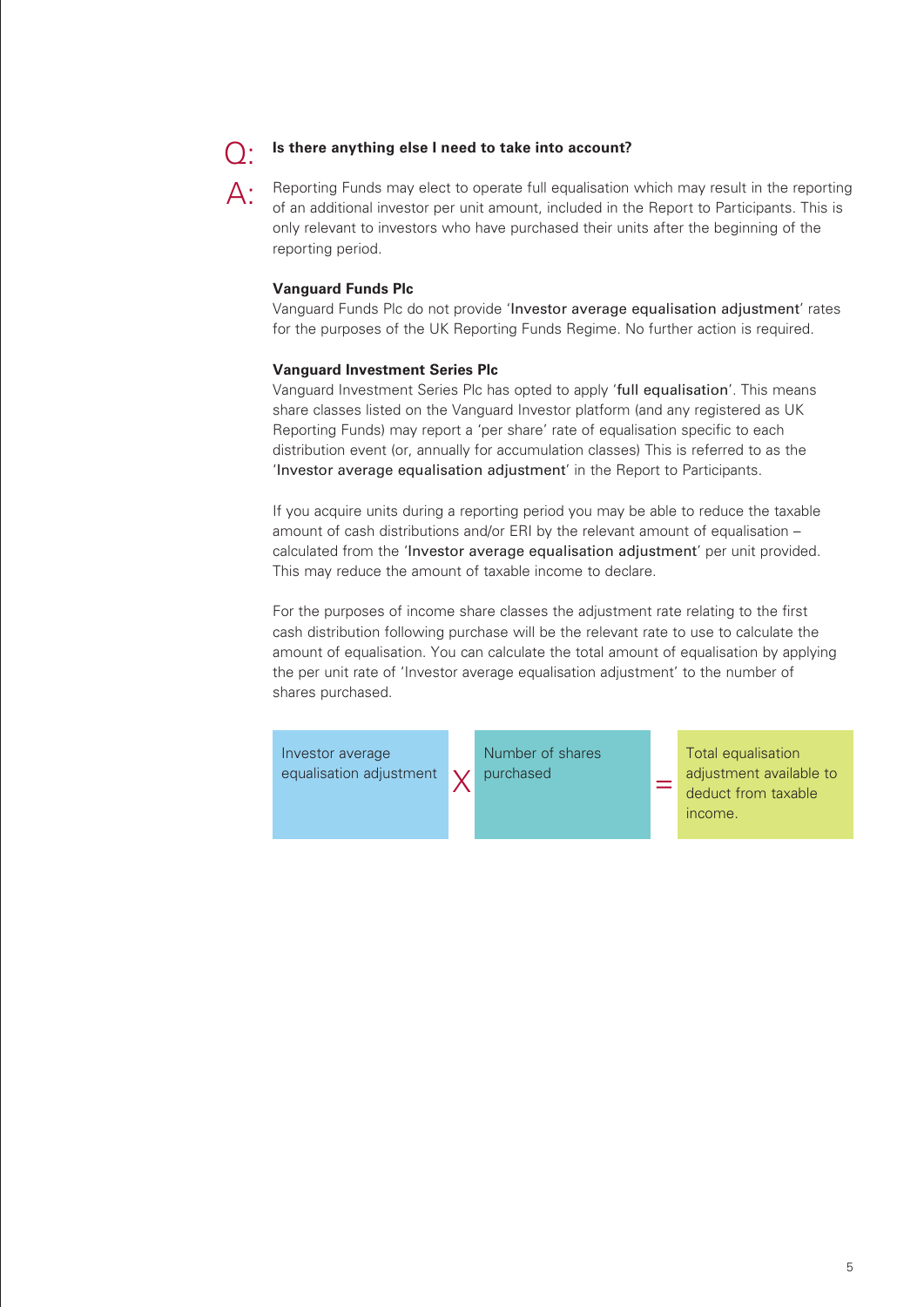**Q: Is there anything else I need to take into account?**

A: Reporting Funds may elect to operate full equalisation which may result in the reporting of an additional investor per unit amount, included in the Report to Participants. This is only relevant to investors who have purchased their units after the beginning of the reporting period.

**Vanguard Funds Plc**

Vanguard Funds Plc do not provide 'Investor average equalisation adjustment' rates for the purposes of the UK Reporting Funds Regime. No further action is required.

**Vanguard Investment Series Plc**

Vanguard Investment Series Plc has opted to apply 'full equalisation'. This means share classes listed on the Vanguard Investor platform (and any registered as UK Reporting Funds) may report a 'per share' rate of equalisation specific to each distribution event (or, annually for accumulation classes) This is referred to as the 'Investor average equalisation adjustment' in the Report to Participants.

If you acquire units during a reporting period you may be able to reduce the taxable amount of cash distributions and/or ERI by the relevant amount of equalisation – calculated from the 'Investor average equalisation adjustment' per unit provided. This may reduce the amount of taxable income to declare.

For the purposes of income share classes the adjustment rate relating to the first cash distribution following purchase will be the relevant rate to use to calculate the amount of equalisation. You can calculate the total amount of equalisation by applying the per unit rate of 'Investor average equalisation adjustment' to the number of shares purchased.

Investor average equalisation adjustment X Number of shares purchased = Total equalisation adjustment available to deduct from taxable income.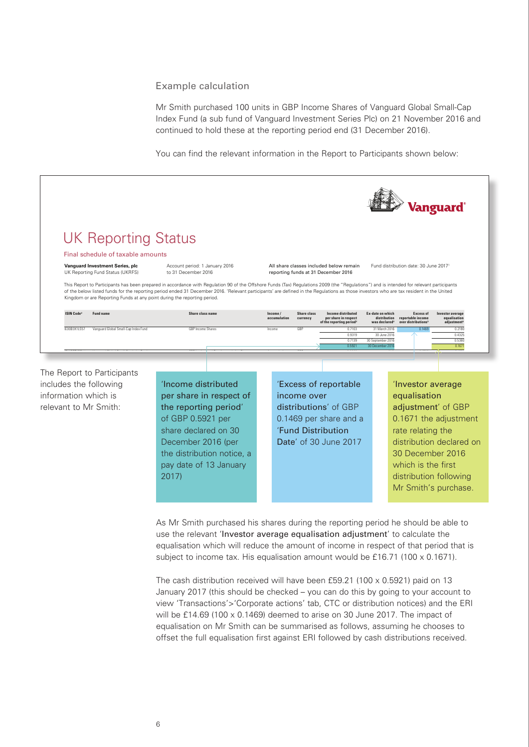Example calculation

Mr Smith purchased 100 units in GBP Income Shares of Vanguard Global Small-Cap Index Fund (a sub fund of Vanguard Investment Series Plc) on 21 November 2016 and continued to hold these at the reporting period end (31 December 2016).

You can find the relevant information in the Report to Participants shown below:

Vanguard®

# UK Reporting Status

Final schedule of taxable amounts

**Vanguard Investment Series, plc**
UK Reporting Fund Status (UKRFS)

Account period: 1 January 2016 to 31 December 2016

All share classes included below remain reporting funds at 31 December 2016

Fund distribution date: 30 June 2017[1]

This Report to Participants has been prepared in accordance with Regulation 90 of the Offshore Funds (Tax) Regulations 2009 (the "Regulations") and is intended for relevant participants of the below listed funds for the reporting period ended 31 December 2016. 'Relevant participants' are defined in the Regulations as those investors who are tax resident in the United Kingdom or are Reporting Funds at any point during the reporting period.

| ISIN Code[2] | Fund name | Share class name | Income / accumulation | Share class currency | Income distributed per share in respect of the reporting period[3] | Ex-date on which distribution was declared[4] | Excess of reportable income over distributions[5] | Investor average equalisation adjustment[6] |
|---|---|---|---|---|---|---|---|---|
| IE00B3X1LS57 | Vanguard Global Small-Cap Index Fund | GBP Income Shares | Income | GBP | 0.7103 | 31 March 2016 | 0.1469 | 0.2180 |
| | | | | | 0.9319 | 30 June 2016 | | 0.4325 |
| | | | | | 0.7139 | 30 September 2016 | | 0.5380 |
| | | | | | 0.5921 | 30 December 2016 | | 0.1671 |

The Report to Participants includes the following information which is relevant to Mr Smith:

'**Income distributed per share in respect of the reporting period**' of GBP 0.5921 per share declared on 30 December 2016 (per the distribution notice, a pay date of 13 January 2017)

'**Excess of reportable income over distributions**' of GBP 0.1469 per share and a '**Fund Distribution Date**' of 30 June 2017

'**Investor average equalisation adjustment**' of GBP 0.1671 the adjustment rate relating the distribution declared on 30 December 2016 which is the first distribution following Mr Smith's purchase.

As Mr Smith purchased his shares during the reporting period he should be able to use the relevant '**Investor average equalisation adjustment**' to calculate the equalisation which will reduce the amount of income in respect of that period that is subject to income tax. His equalisation amount would be £16.71 (100 x 0.1671).

The cash distribution received will have been £59.21 (100 x 0.5921) paid on 13 January 2017 (this should be checked – you can do this by going to your account to view 'Transactions'>'Corporate actions' tab, CTC or distribution notices) and the ERI will be £14.69 (100 x 0.1469) deemed to arise on 30 June 2017. The impact of equalisation on Mr Smith can be summarised as follows, assuming he chooses to offset the full equalisation first against ERI followed by cash distributions received.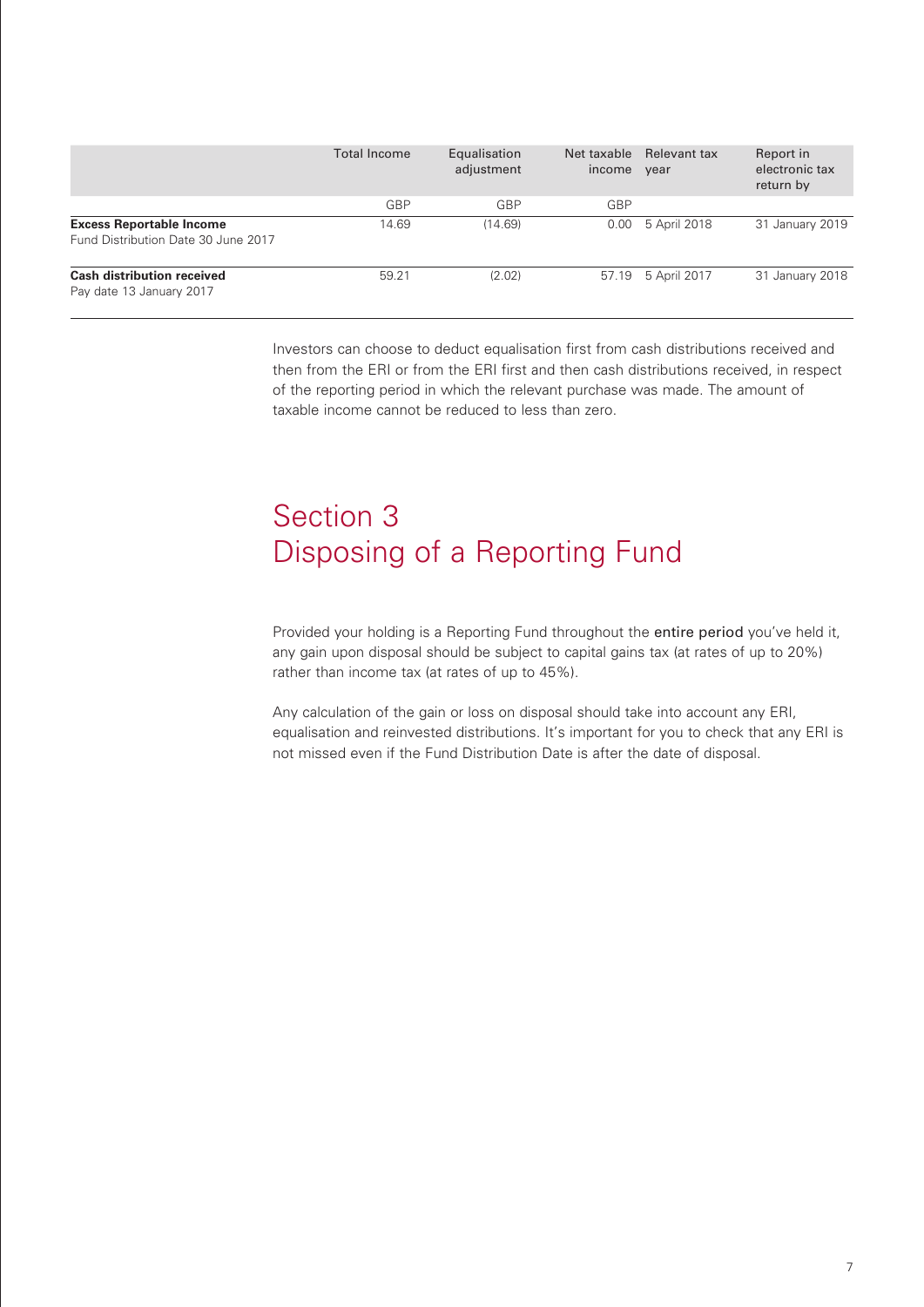| | Total Income | Equalisation adjustment | Net taxable income | Relevant tax year | Report in electronic tax return by |
|---|---|---|---|---|---|
| | GBP | GBP | GBP | | |
| **Excess Reportable Income** Fund Distribution Date 30 June 2017 | 14.69 | (14.69) | 0.00 | 5 April 2018 | 31 January 2019 |
| **Cash distribution received** Pay date 13 January 2017 | 59.21 | (2.02) | 57.19 | 5 April 2017 | 31 January 2018 |

Investors can choose to deduct equalisation first from cash distributions received and then from the ERI or from the ERI first and then cash distributions received, in respect of the reporting period in which the relevant purchase was made. The amount of taxable income cannot be reduced to less than zero.

# Section 3
# Disposing of a Reporting Fund

Provided your holding is a Reporting Fund throughout the entire period you've held it, any gain upon disposal should be subject to capital gains tax (at rates of up to 20%) rather than income tax (at rates of up to 45%).

Any calculation of the gain or loss on disposal should take into account any ERI, equalisation and reinvested distributions. It's important for you to check that any ERI is not missed even if the Fund Distribution Date is after the date of disposal.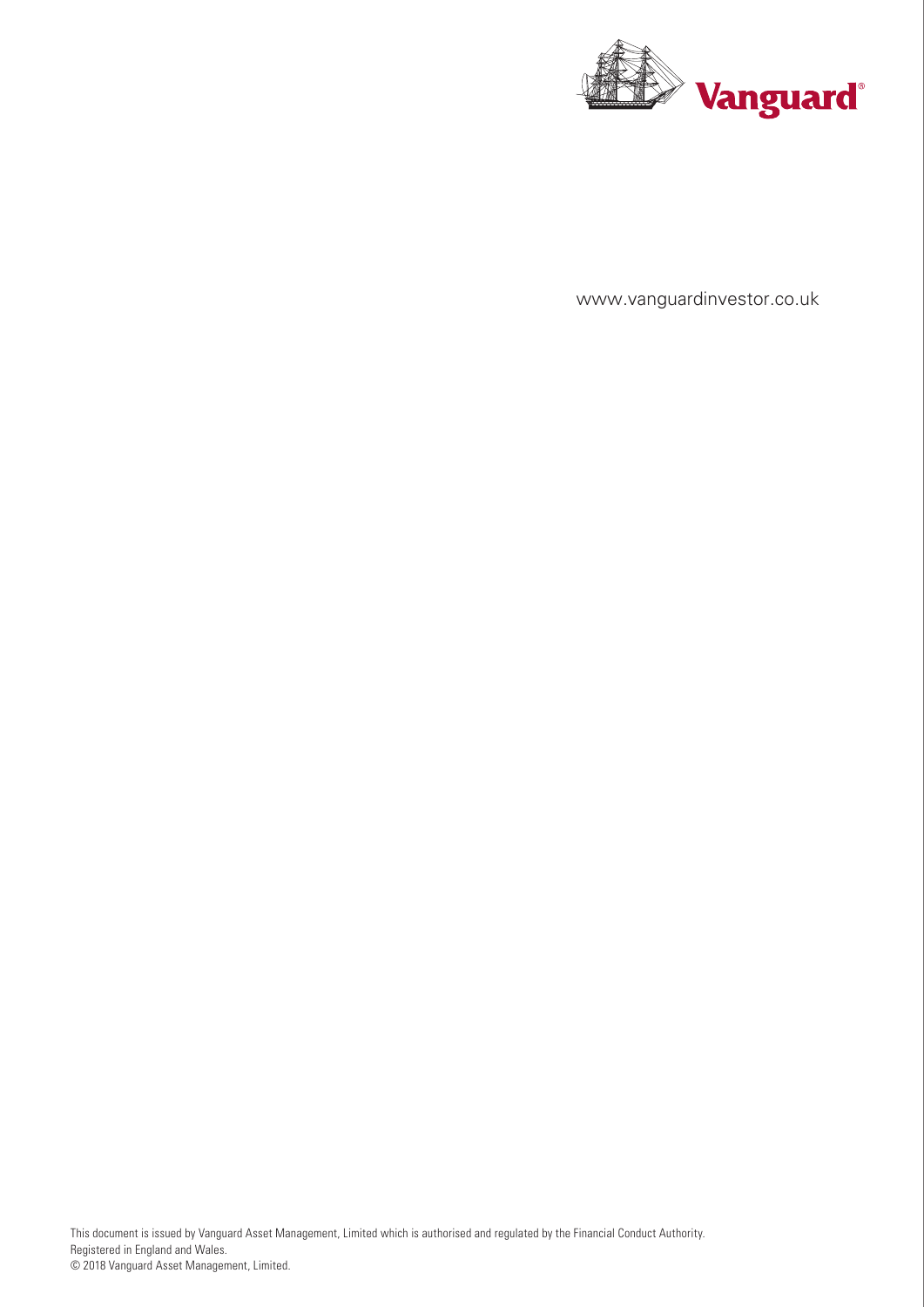Vanguard®

www.vanguardinvestor.co.uk

This document is issued by Vanguard Asset Management, Limited which is authorised and regulated by the Financial Conduct Authority.
Registered in England and Wales.
© 2018 Vanguard Asset Management, Limited.